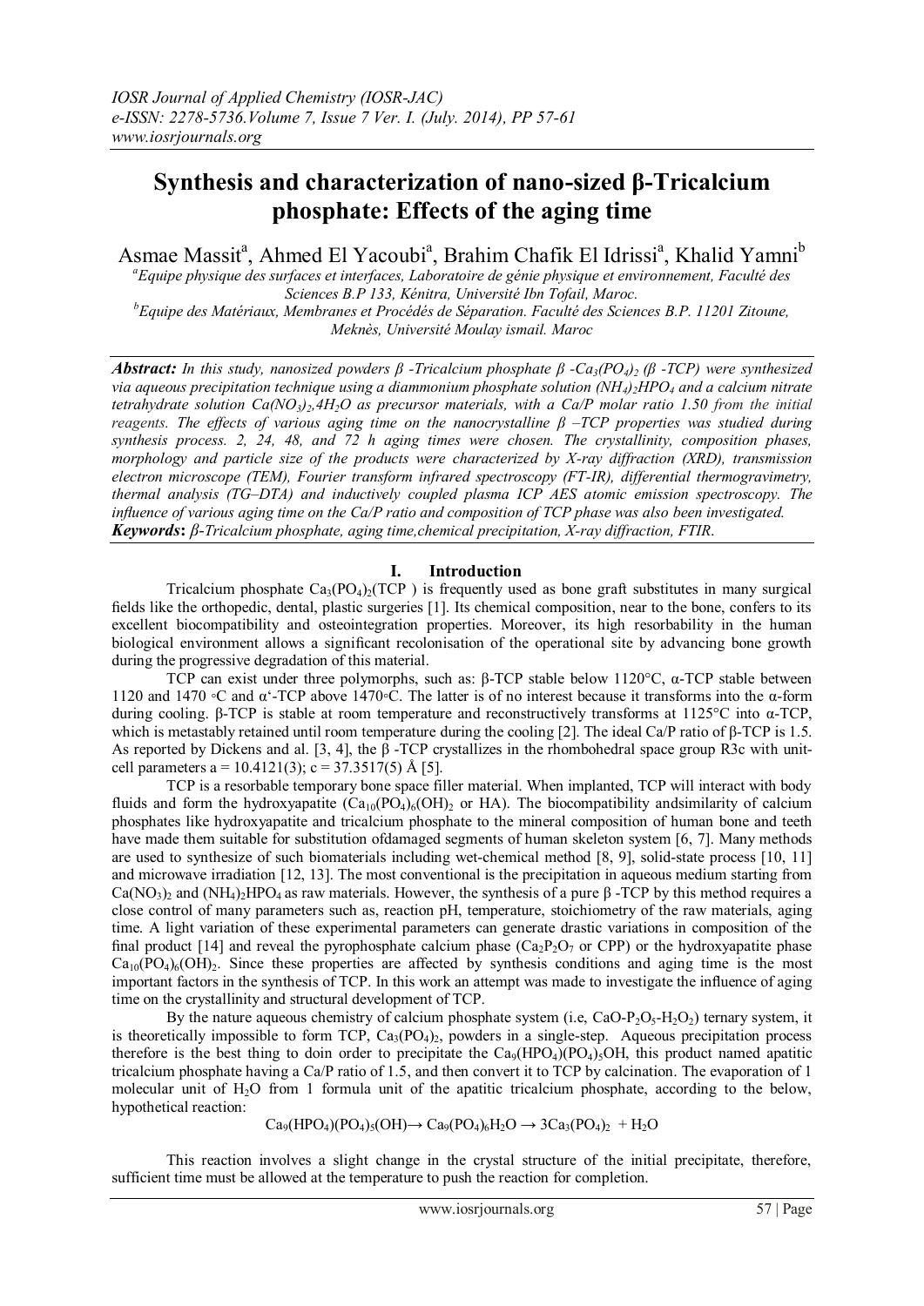# Synthesis and characterization of nano-sized β-Tricalcium phosphate: Effects of the aging time

Asmae Massit[a], Ahmed El Yacoubi[a], Brahim Chafik El Idrissi[a], Khalid Yamni[b]

[a]Equipe physique des surfaces et interfaces, Laboratoire de génie physique et environnement, Faculté des Sciences B.P 133, Kénitra, Université Ibn Tofail, Maroc.

[b]Equipe des Matériaux, Membranes et Procédés de Séparation. Faculté des Sciences B.P. 11201 Zitoune, Meknès, Université Moulay ismail. Maroc

***Abstract:*** *In this study, nanosized powders β -Tricalcium phosphate β -$Ca_3(PO_4)_2$ (β -TCP) were synthesized via aqueous precipitation technique using a diammonium phosphate solution $(NH_4)_2HPO_4$ and a calcium nitrate tetrahydrate solution $Ca(NO_3)_2$,$4H_2O$ as precursor materials, with a Ca/P molar ratio 1.50 from the initial reagents. The effects of various aging time on the nanocrystalline β –TCP properties was studied during synthesis process. 2, 24, 48, and 72 h aging times were chosen. The crystallinity, composition phases, morphology and particle size of the products were characterized by X-ray diffraction (XRD), transmission electron microscope (TEM), Fourier transform infrared spectroscopy (FT-IR), differential thermogravimetry, thermal analysis (TG–DTA) and inductively coupled plasma ICP AES atomic emission spectroscopy. The influence of various aging time on the Ca/P ratio and composition of TCP phase was also been investigated.*

***Keywords*****:** *β-Tricalcium phosphate, aging time,chemical precipitation, X-ray diffraction, FTIR.*

## I. Introduction

Tricalcium phosphate $Ca_3(PO_4)_2$(TCP ) is frequently used as bone graft substitutes in many surgical fields like the orthopedic, dental, plastic surgeries [1]. Its chemical composition, near to the bone, confers to its excellent biocompatibility and osteointegration properties. Moreover, its high resorbability in the human biological environment allows a significant recolonisation of the operational site by advancing bone growth during the progressive degradation of this material.

TCP can exist under three polymorphs, such as: β-TCP stable below 1120°C, α-TCP stable between 1120 and 1470 ◦C and α'-TCP above 1470◦C. The latter is of no interest because it transforms into the α-form during cooling. β-TCP is stable at room temperature and reconstructively transforms at 1125°C into α-TCP, which is metastably retained until room temperature during the cooling [2]. The ideal Ca/P ratio of β-TCP is 1.5. As reported by Dickens and al. [3, 4], the β -TCP crystallizes in the rhombohedral space group R3c with unit-cell parameters a = 10.4121(3); c = 37.3517(5) Å [5].

TCP is a resorbable temporary bone space filler material. When implanted, TCP will interact with body fluids and form the hydroxyapatite ($Ca_{10}(PO_4)_6(OH)_2$ or HA). The biocompatibility andsimilarity of calcium phosphates like hydroxyapatite and tricalcium phosphate to the mineral composition of human bone and teeth have made them suitable for substitution ofdamaged segments of human skeleton system [6, 7]. Many methods are used to synthesize of such biomaterials including wet-chemical method [8, 9], solid-state process [10, 11] and microwave irradiation [12, 13]. The most conventional is the precipitation in aqueous medium starting from $Ca(NO_3)_2$ and $(NH_4)_2HPO_4$ as raw materials. However, the synthesis of a pure β -TCP by this method requires a close control of many parameters such as, reaction pH, temperature, stoichiometry of the raw materials, aging time. A light variation of these experimental parameters can generate drastic variations in composition of the final product [14] and reveal the pyrophosphate calcium phase ($Ca_2P_2O_7$ or CPP) or the hydroxyapatite phase $Ca_{10}(PO_4)_6(OH)_2$. Since these properties are affected by synthesis conditions and aging time is the most important factors in the synthesis of TCP. In this work an attempt was made to investigate the influence of aging time on the crystallinity and structural development of TCP.

By the nature aqueous chemistry of calcium phosphate system (i.e, CaO-$P_2O_5$-$H_2O_2$) ternary system, it is theoretically impossible to form TCP, $Ca_3(PO_4)_2$, powders in a single-step. Aqueous precipitation process therefore is the best thing to doin order to precipitate the $Ca_9(HPO_4)(PO_4)_5OH$, this product named apatitic tricalcium phosphate having a Ca/P ratio of 1.5, and then convert it to TCP by calcination. The evaporation of 1 molecular unit of $H_2O$ from 1 formula unit of the apatitic tricalcium phosphate, according to the below, hypothetical reaction:

$$Ca_9(HPO_4)(PO_4)_5(OH) \rightarrow Ca_9(PO_4)_6H_2O \rightarrow 3Ca_3(PO_4)_2 + H_2O$$

This reaction involves a slight change in the crystal structure of the initial precipitate, therefore, sufficient time must be allowed at the temperature to push the reaction for completion.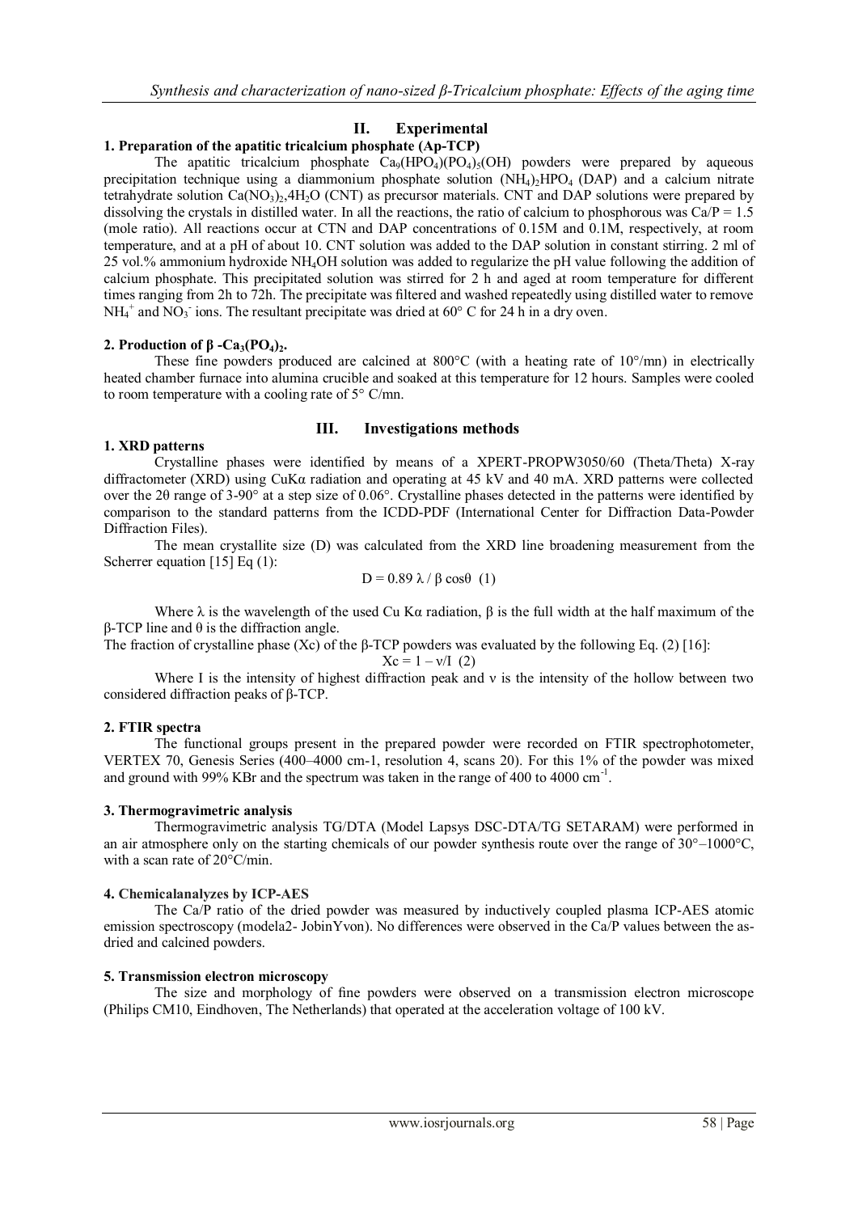## II. Experimental

### 1. Preparation of the apatitic tricalcium phosphate (Ap-TCP)

The apatitic tricalcium phosphate $Ca_9(HPO_4)(PO_4)_5(OH)$ powders were prepared by aqueous precipitation technique using a diammonium phosphate solution $(NH_4)_2HPO_4$ (DAP) and a calcium nitrate tetrahydrate solution $Ca(NO_3)_2,4H_2O$ (CNT) as precursor materials. CNT and DAP solutions were prepared by dissolving the crystals in distilled water. In all the reactions, the ratio of calcium to phosphorous was Ca/P = 1.5 (mole ratio). All reactions occur at CTN and DAP concentrations of 0.15M and 0.1M, respectively, at room temperature, and at a pH of about 10. CNT solution was added to the DAP solution in constant stirring. 2 ml of 25 vol.% ammonium hydroxide $NH_4OH$ solution was added to regularize the pH value following the addition of calcium phosphate. This precipitated solution was stirred for 2 h and aged at room temperature for different times ranging from 2h to 72h. The precipitate was filtered and washed repeatedly using distilled water to remove $NH_4^+$ and $NO_3^-$ ions. The resultant precipitate was dried at 60° C for 24 h in a dry oven.

### 2. Production of β -$Ca_3(PO_4)_2$.

These fine powders produced are calcined at 800°C (with a heating rate of 10°/mn) in electrically heated chamber furnace into alumina crucible and soaked at this temperature for 12 hours. Samples were cooled to room temperature with a cooling rate of 5° C/mn.

## III. Investigations methods

### 1. XRD patterns

Crystalline phases were identified by means of a XPERT-PROPW3050/60 (Theta/Theta) X-ray diffractometer (XRD) using CuKα radiation and operating at 45 kV and 40 mA. XRD patterns were collected over the 2θ range of 3-90° at a step size of 0.06°. Crystalline phases detected in the patterns were identified by comparison to the standard patterns from the ICDD-PDF (International Center for Diffraction Data-Powder Diffraction Files).

The mean crystallite size (D) was calculated from the XRD line broadening measurement from the Scherrer equation [15] Eq (1):

$$D = 0.89\, \lambda / \beta \cos\theta \quad (1)$$

Where λ is the wavelength of the used Cu Kα radiation, β is the full width at the half maximum of the β-TCP line and θ is the diffraction angle.

The fraction of crystalline phase (Xc) of the β-TCP powders was evaluated by the following Eq. (2) [16]:

$$X_c = 1 - \nu/I \quad (2)$$

Where I is the intensity of highest diffraction peak and ν is the intensity of the hollow between two considered diffraction peaks of β-TCP.

### 2. FTIR spectra

The functional groups present in the prepared powder were recorded on FTIR spectrophotometer, VERTEX 70, Genesis Series (400–4000 cm-1, resolution 4, scans 20). For this 1% of the powder was mixed and ground with 99% KBr and the spectrum was taken in the range of 400 to 4000 $cm^{-1}$.

### 3. Thermogravimetric analysis

Thermogravimetric analysis TG/DTA (Model Lapsys DSC-DTA/TG SETARAM) were performed in an air atmosphere only on the starting chemicals of our powder synthesis route over the range of 30°–1000°C, with a scan rate of 20°C/min.

### 4. Chemicalanalyzes by ICP-AES

The Ca/P ratio of the dried powder was measured by inductively coupled plasma ICP-AES atomic emission spectroscopy (modela2- JobinYvon). No differences were observed in the Ca/P values between the as-dried and calcined powders.

### 5. Transmission electron microscopy

The size and morphology of fine powders were observed on a transmission electron microscope (Philips CM10, Eindhoven, The Netherlands) that operated at the acceleration voltage of 100 kV.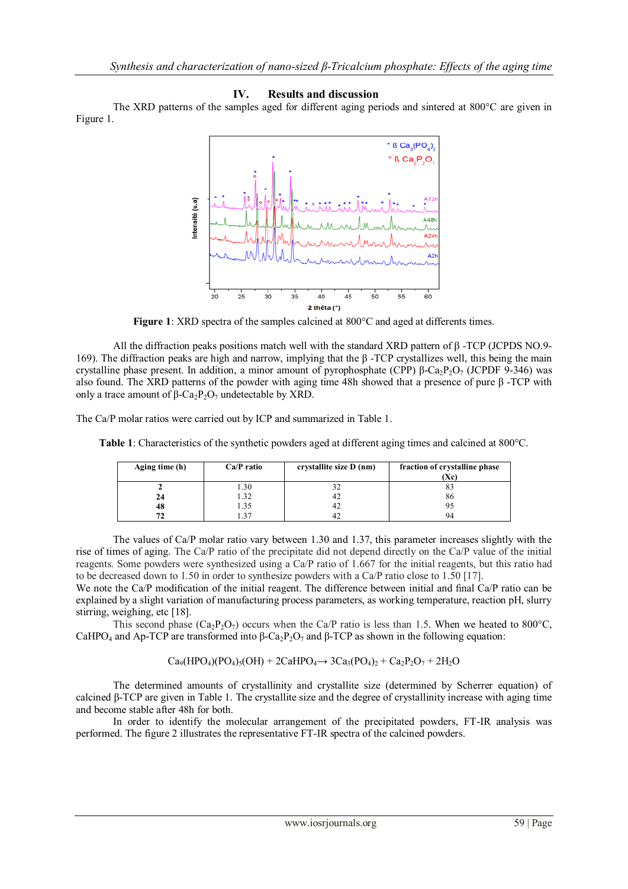## IV. Results and discussion

The XRD patterns of the samples aged for different aging periods and sintered at 800°C are given in Figure 1.

**Figure 1**: XRD spectra of the samples calcined at 800°C and aged at differents times.

All the diffraction peaks positions match well with the standard XRD pattern of β -TCP (JCPDS NO.9-169). The diffraction peaks are high and narrow, implying that the β -TCP crystallizes well, this being the main crystalline phase present. In addition, a minor amount of pyrophosphate (CPP) β-$Ca_2P_2O_7$ (JCPDF 9-346) was also found. The XRD patterns of the powder with aging time 48h showed that a presence of pure β -TCP with only a trace amount of β-$Ca_2P_2O_7$ undetectable by XRD.

The Ca/P molar ratios were carried out by ICP and summarized in Table 1.

**Table 1**: Characteristics of the synthetic powders aged at different aging times and calcined at 800°C.

| Aging time (h) | Ca/P ratio | crystallite size D (nm) | fraction of crystalline phase (Xc) |
|---|---|---|---|
| **2** | 1.30 | 32 | 83 |
| **24** | 1.32 | 42 | 86 |
| **48** | 1.35 | 42 | 95 |
| **72** | 1.37 | 42 | 94 |

The values of Ca/P molar ratio vary between 1.30 and 1.37, this parameter increases slightly with the rise of times of aging. The Ca/P ratio of the precipitate did not depend directly on the Ca/P value of the initial reagents. Some powders were synthesized using a Ca/P ratio of 1.667 for the initial reagents, but this ratio had to be decreased down to 1.50 in order to synthesize powders with a Ca/P ratio close to 1.50 [17].

We note the Ca/P modification of the initial reagent. The difference between initial and final Ca/P ratio can be explained by a slight variation of manufacturing process parameters, as working temperature, reaction pH, slurry stirring, weighing, etc [18].

This second phase ($Ca_2P_2O_7$) occurs when the Ca/P ratio is less than 1.5. When we heated to 800°C, $CaHPO_4$ and Ap-TCP are transformed into β-$Ca_2P_2O_7$ and β-TCP as shown in the following equation:

$$Ca_9(HPO_4)(PO_4)_5(OH) + 2CaHPO_4 \rightarrow 3Ca_3(PO_4)_2 + Ca_2P_2O_7 + 2H_2O$$

The determined amounts of crystallinity and crystallite size (determined by Scherrer equation) of calcined β-TCP are given in Table 1. The crystallite size and the degree of crystallinity increase with aging time and become stable after 48h for both.

In order to identify the molecular arrangement of the precipitated powders, FT-IR analysis was performed. The figure 2 illustrates the representative FT-IR spectra of the calcined powders.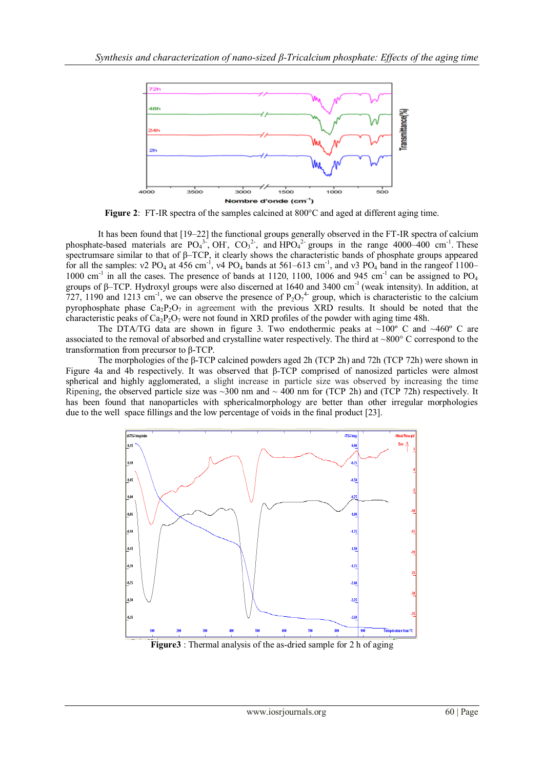**Figure 2**: FT-IR spectra of the samples calcined at 800°C and aged at different aging time.

It has been found that [19–22] the functional groups generally observed in the FT-IR spectra of calcium phosphate-based materials are $PO_4^{3-}$, $OH^-$, $CO_3^{2-}$, and $HPO_4^{2-}$ groups in the range 4000–400 $cm^{-1}$. These spectrumsare similar to that of β–TCP, it clearly shows the characteristic bands of phosphate groups appeared for all the samples: ν2 $PO_4$ at 456 $cm^{-1}$, ν4 $PO_4$ bands at 561–613 $cm^{-1}$, and ν3 $PO_4$ band in the rangeof 1100–1000 $cm^{-1}$ in all the cases. The presence of bands at 1120, 1100, 1006 and 945 $cm^{-1}$ can be assigned to $PO_4$ groups of β–TCP. Hydroxyl groups were also discerned at 1640 and 3400 $cm^{-1}$ (weak intensity). In addition, at 727, 1190 and 1213 $cm^{-1}$, we can observe the presence of $P_2O_7^{4-}$ group, which is characteristic to the calcium pyrophosphate phase $Ca_2P_2O_7$ in agreement with the previous XRD results. It should be noted that the characteristic peaks of $Ca_2P_2O_7$ were not found in XRD profiles of the powder with aging time 48h.

The DTA/TG data are shown in figure 3. Two endothermic peaks at ~100º C and ~460º C are associated to the removal of absorbed and crystalline water respectively. The third at ~800° C correspond to the transformation from precursor to β-TCP.

The morphologies of the β-TCP calcined powders aged 2h (TCP 2h) and 72h (TCP 72h) were shown in Figure 4a and 4b respectively. It was observed that β-TCP comprised of nanosized particles were almost spherical and highly agglomerated, a slight increase in particle size was observed by increasing the time Ripening, the observed particle size was ~300 nm and ~ 400 nm for (TCP 2h) and (TCP 72h) respectively. It has been found that nanoparticles with sphericalmorphology are better than other irregular morphologies due to the well space fillings and the low percentage of voids in the final product [23].

**Figure3** : Thermal analysis of the as-dried sample for 2 h of aging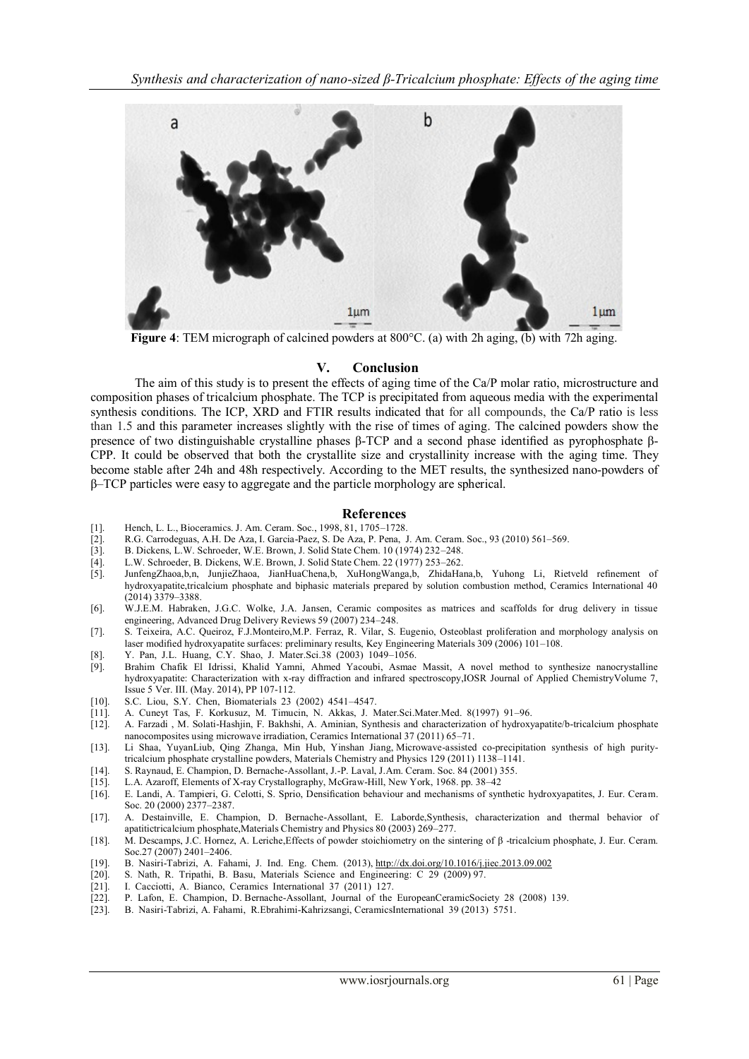**Figure 4**: TEM micrograph of calcined powders at 800°C. (a) with 2h aging, (b) with 72h aging.

## V. Conclusion

The aim of this study is to present the effects of aging time of the Ca/P molar ratio, microstructure and composition phases of tricalcium phosphate. The TCP is precipitated from aqueous media with the experimental synthesis conditions. The ICP, XRD and FTIR results indicated that for all compounds, the Ca/P ratio is less than 1.5 and this parameter increases slightly with the rise of times of aging. The calcined powders show the presence of two distinguishable crystalline phases β-TCP and a second phase identified as pyrophosphate β-CPP. It could be observed that both the crystallite size and crystallinity increase with the aging time. They become stable after 24h and 48h respectively. According to the MET results, the synthesized nano-powders of β–TCP particles were easy to aggregate and the particle morphology are spherical.

## References

[1]. Hench, L. L., Bioceramics. J. Am. Ceram. Soc., 1998, 81, 1705–1728.
[2]. R.G. Carrodeguas, A.H. De Aza, I. Garcia-Paez, S. De Aza, P. Pena, J. Am. Ceram. Soc., 93 (2010) 561–569.
[3]. B. Dickens, L.W. Schroeder, W.E. Brown, J. Solid State Chem. 10 (1974) 232–248.
[4]. L.W. Schroeder, B. Dickens, W.E. Brown, J. Solid State Chem. 22 (1977) 253–262.
[5]. JunfengZhaoa,b,n, JunjieZhaoa, JianHuaChena,b, XuHongWanga,b, ZhidaHana,b, Yuhong Li, Rietveld refinement of hydroxyapatite,tricalcium phosphate and biphasic materials prepared by solution combustion method, Ceramics International 40 (2014) 3379–3388.
[6]. W.J.E.M. Habraken, J.G.C. Wolke, J.A. Jansen, Ceramic composites as matrices and scaffolds for drug delivery in tissue engineering, Advanced Drug Delivery Reviews 59 (2007) 234–248.
[7]. S. Teixeira, A.C. Queiroz, F.J.Monteiro,M.P. Ferraz, R. Vilar, S. Eugenio, Osteoblast proliferation and morphology analysis on laser modified hydroxyapatite surfaces: preliminary results, Key Engineering Materials 309 (2006) 101–108.
[8]. Y. Pan, J.L. Huang, C.Y. Shao, J. Mater.Sci.38 (2003) 1049–1056.
[9]. Brahim Chafik El Idrissi, Khalid Yamni, Ahmed Yacoubi, Asmae Massit, A novel method to synthesize nanocrystalline hydroxyapatite: Characterization with x-ray diffraction and infrared spectroscopy,IOSR Journal of Applied ChemistryVolume 7, Issue 5 Ver. III. (May. 2014), PP 107-112.
[10]. S.C. Liou, S.Y. Chen, Biomaterials 23 (2002) 4541–4547.
[11]. A. Cuneyt Tas, F. Korkusuz, M. Timucin, N. Akkas, J. Mater.Sci.Mater.Med. 8(1997) 91–96.
[12]. A. Farzadi , M. Solati-Hashjin, F. Bakhshi, A. Aminian, Synthesis and characterization of hydroxyapatite/b-tricalcium phosphate nanocomposites using microwave irradiation, Ceramics International 37 (2011) 65–71.
[13]. Li Shaa, YuyanLiub, Qing Zhanga, Min Hub, Yinshan Jiang, Microwave-assisted co-precipitation synthesis of high purity-tricalcium phosphate crystalline powders, Materials Chemistry and Physics 129 (2011) 1138–1141.
[14]. S. Raynaud, E. Champion, D. Bernache-Assollant, J.-P. Laval, J.Am. Ceram. Soc. 84 (2001) 355.
[15]. L.A. Azaroff, Elements of X-ray Crystallography, McGraw-Hill, New York, 1968. pp. 38–42
[16]. E. Landi, A. Tampieri, G. Celotti, S. Sprio, Densification behaviour and mechanisms of synthetic hydroxyapatites, J. Eur. Ceram. Soc. 20 (2000) 2377–2387.
[17]. A. Destainville, E. Champion, D. Bernache-Assollant, E. Laborde,Synthesis, characterization and thermal behavior of apatitictricalcium phosphate,Materials Chemistry and Physics 80 (2003) 269–277.
[18]. M. Descamps, J.C. Hornez, A. Leriche,Effects of powder stoichiometry on the sintering of β -tricalcium phosphate, J. Eur. Ceram. Soc.27 (2007) 2401–2406.
[19]. B. Nasiri-Tabrizi, A. Fahami, J. Ind. Eng. Chem. (2013), http://dx.doi.org/10.1016/j.jiec.2013.09.002
[20]. S. Nath, R. Tripathi, B. Basu, Materials Science and Engineering: C 29 (2009) 97.
[21]. I. Cacciotti, A. Bianco, Ceramics International 37 (2011) 127.
[22]. P. Lafon, E. Champion, D. Bernache-Assollant, Journal of the EuropeanCeramicSociety 28 (2008) 139.
[23]. B. Nasiri-Tabrizi, A. Fahami, R.Ebrahimi-Kahrizsangi, CeramicsInternational 39 (2013) 5751.